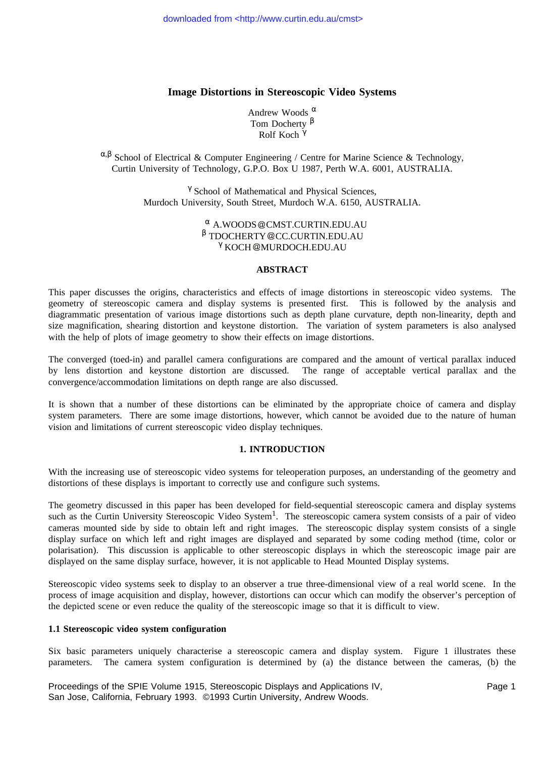# Image Distortions in Stereoscopic Video Systems

Andrew Woods [α]
Tom Docherty [β]
Rolf Koch [γ]

[α,β] School of Electrical & Computer Engineering / Centre for Marine Science & Technology,
Curtin University of Technology, G.P.O. Box U 1987, Perth W.A. 6001, AUSTRALIA.

[γ] School of Mathematical and Physical Sciences,
Murdoch University, South Street, Murdoch W.A. 6150, AUSTRALIA.

[α] A.WOODS@CMST.CURTIN.EDU.AU
[β] TDOCHERTY@CC.CURTIN.EDU.AU
[γ] KOCH@MURDOCH.EDU.AU

## ABSTRACT

This paper discusses the origins, characteristics and effects of image distortions in stereoscopic video systems. The geometry of stereoscopic camera and display systems is presented first. This is followed by the analysis and diagrammatic presentation of various image distortions such as depth plane curvature, depth non-linearity, depth and size magnification, shearing distortion and keystone distortion. The variation of system parameters is also analysed with the help of plots of image geometry to show their effects on image distortions.

The converged (toed-in) and parallel camera configurations are compared and the amount of vertical parallax induced by lens distortion and keystone distortion are discussed. The range of acceptable vertical parallax and the convergence/accommodation limitations on depth range are also discussed.

It is shown that a number of these distortions can be eliminated by the appropriate choice of camera and display system parameters. There are some image distortions, however, which cannot be avoided due to the nature of human vision and limitations of current stereoscopic video display techniques.

## 1. INTRODUCTION

With the increasing use of stereoscopic video systems for teleoperation purposes, an understanding of the geometry and distortions of these displays is important to correctly use and configure such systems.

The geometry discussed in this paper has been developed for field-sequential stereoscopic camera and display systems such as the Curtin University Stereoscopic Video System[1]. The stereoscopic camera system consists of a pair of video cameras mounted side by side to obtain left and right images. The stereoscopic display system consists of a single display surface on which left and right images are displayed and separated by some coding method (time, color or polarisation). This discussion is applicable to other stereoscopic displays in which the stereoscopic image pair are displayed on the same display surface, however, it is not applicable to Head Mounted Display systems.

Stereoscopic video systems seek to display to an observer a true three-dimensional view of a real world scene. In the process of image acquisition and display, however, distortions can occur which can modify the observer's perception of the depicted scene or even reduce the quality of the stereoscopic image so that it is difficult to view.

### 1.1 Stereoscopic video system configuration

Six basic parameters uniquely characterise a stereoscopic camera and display system. Figure 1 illustrates these parameters. The camera system configuration is determined by (a) the distance between the cameras, (b) the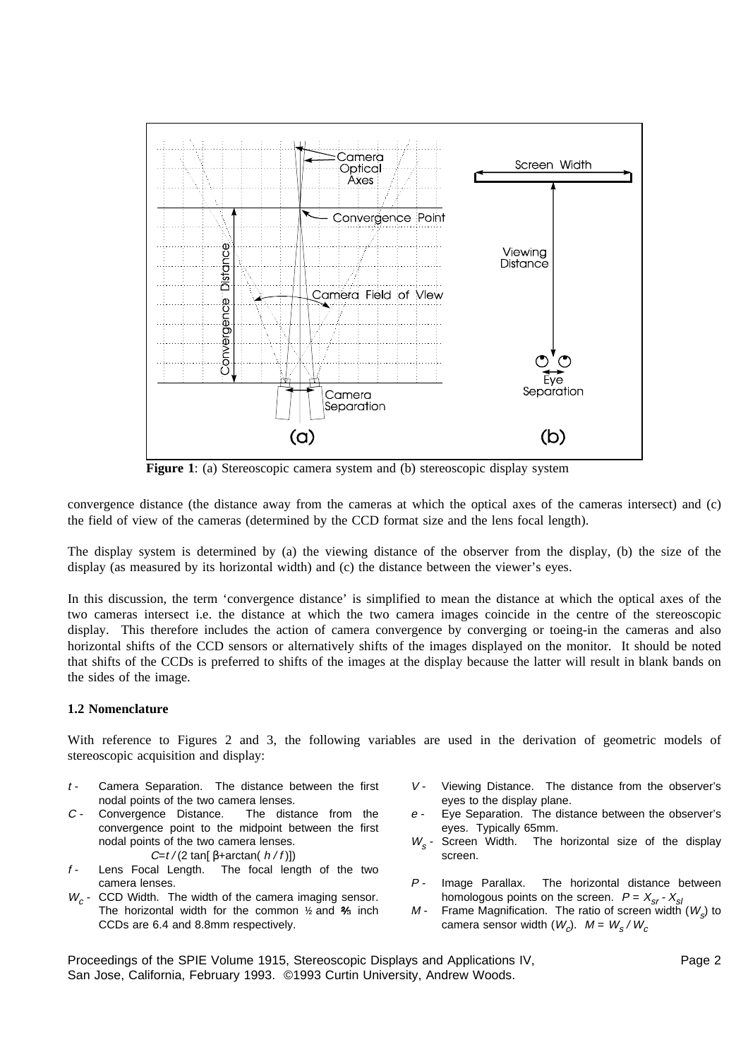**Figure 1**: (a) Stereoscopic camera system and (b) stereoscopic display system

convergence distance (the distance away from the cameras at which the optical axes of the cameras intersect) and (c) the field of view of the cameras (determined by the CCD format size and the lens focal length).

The display system is determined by (a) the viewing distance of the observer from the display, (b) the size of the display (as measured by its horizontal width) and (c) the distance between the viewer's eyes.

In this discussion, the term 'convergence distance' is simplified to mean the distance at which the optical axes of the two cameras intersect i.e. the distance at which the two camera images coincide in the centre of the stereoscopic display. This therefore includes the action of camera convergence by converging or toeing-in the cameras and also horizontal shifts of the CCD sensors or alternatively shifts of the images displayed on the monitor. It should be noted that shifts of the CCDs is preferred to shifts of the images at the display because the latter will result in blank bands on the sides of the image.

### 1.2 Nomenclature

With reference to Figures 2 and 3, the following variables are used in the derivation of geometric models of stereoscopic acquisition and display:

- $t$ - Camera Separation. The distance between the first nodal points of the two camera lenses.
- $C$ - Convergence Distance. The distance from the convergence point to the midpoint between the first nodal points of the two camera lenses.
  $C = t / (2 \tan[\beta + \arctan(h / f)])$
- $f$ - Lens Focal Length. The focal length of the two camera lenses.
- $W_c$ - CCD Width. The width of the camera imaging sensor. The horizontal width for the common ½ and ⅔ inch CCDs are 6.4 and 8.8mm respectively.
- $V$ - Viewing Distance. The distance from the observer's eyes to the display plane.
- $e$ - Eye Separation. The distance between the observer's eyes. Typically 65mm.
- $W_s$ - Screen Width. The horizontal size of the display screen.
- $P$ - Image Parallax. The horizontal distance between homologous points on the screen. $P = X_{sr} - X_{sl}$
- $M$ - Frame Magnification. The ratio of screen width ($W_s$) to camera sensor width ($W_c$). $M = W_s / W_c$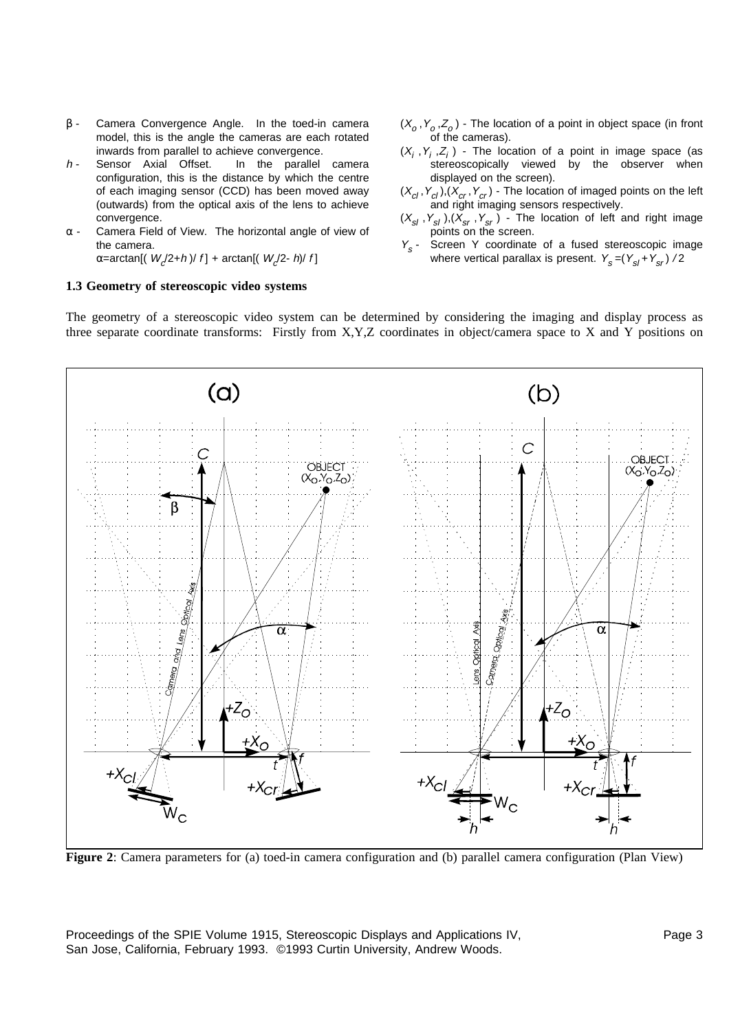β - Camera Convergence Angle. In the toed-in camera model, this is the angle the cameras are each rotated inwards from parallel to achieve convergence.

$h$ - Sensor Axial Offset. In the parallel camera configuration, this is the distance by which the centre of each imaging sensor (CCD) has been moved away (outwards) from the optical axis of the lens to achieve convergence.

α - Camera Field of View. The horizontal angle of view of the camera.
$\alpha = \arctan[(W_c/2 + h)/f] + \arctan[(W_c/2 - h)/f]$

$(X_o, Y_o, Z_o)$ - The location of a point in object space (in front of the cameras).

$(X_i, Y_i, Z_i)$ - The location of a point in image space (as stereoscopically viewed by the observer when displayed on the screen).

$(X_{cl}, Y_{cl}), (X_{cr}, Y_{cr})$ - The location of imaged points on the left and right imaging sensors respectively.

$(X_{sl}, Y_{sl}), (X_{sr}, Y_{sr})$ - The location of left and right image points on the screen.

$Y_s$ - Screen Y coordinate of a fused stereoscopic image where vertical parallax is present. $Y_s = (Y_{sl} + Y_{sr})/2$

### 1.3 Geometry of stereoscopic video systems

The geometry of a stereoscopic video system can be determined by considering the imaging and display process as three separate coordinate transforms: Firstly from X,Y,Z coordinates in object/camera space to X and Y positions on

**Figure 2**: Camera parameters for (a) toed-in camera configuration and (b) parallel camera configuration (Plan View)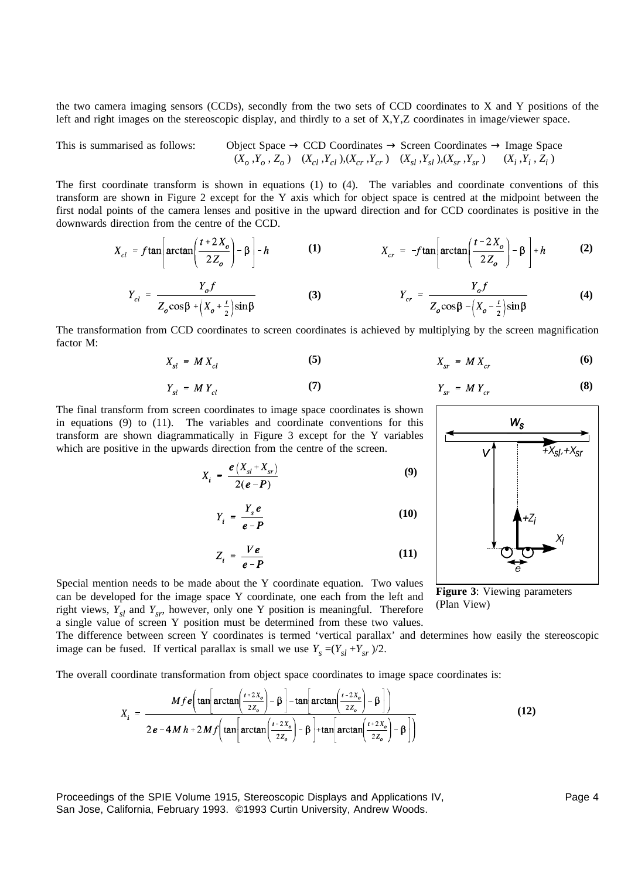the two camera imaging sensors (CCDs), secondly from the two sets of CCD coordinates to X and Y positions of the left and right images on the stereoscopic display, and thirdly to a set of X,Y,Z coordinates in image/viewer space.

This is summarised as follows: Object Space → CCD Coordinates → Screen Coordinates → Image Space
$(X_o, Y_o, Z_o)$ $(X_{cl}, Y_{cl}),(X_{cr}, Y_{cr})$ $(X_{sl}, Y_{sl}),(X_{sr}, Y_{sr})$ $(X_i, Y_i, Z_i)$

The first coordinate transform is shown in equations (1) to (4). The variables and coordinate conventions of this transform are shown in Figure 2 except for the Y axis which for object space is centred at the midpoint between the first nodal points of the camera lenses and positive in the upward direction and for CCD coordinates is positive in the downwards direction from the centre of the CCD.

$$X_{cl} = f \tan\left[\arctan\left(\frac{t+2X_o}{2Z_o}\right) - \beta\right] - h \quad (1)$$

$$X_{cr} = -f \tan\left[\arctan\left(\frac{t-2X_o}{2Z_o}\right) - \beta\right] + h \quad (2)$$

$$Y_{cl} = \frac{Y_o f}{Z_o \cos\beta + \left(X_o + \frac{t}{2}\right)\sin\beta} \quad (3)$$

$$Y_{cr} = \frac{Y_o f}{Z_o \cos\beta - \left(X_o - \frac{t}{2}\right)\sin\beta} \quad (4)$$

The transformation from CCD coordinates to screen coordinates is achieved by multiplying by the screen magnification factor M:

$$X_{sl} = M X_{cl} \quad (5)$$

$$X_{sr} = M X_{cr} \quad (6)$$

$$Y_{sl} = M Y_{cl} \quad (7)$$

$$Y_{sr} = M Y_{cr} \quad (8)$$

The final transform from screen coordinates to image space coordinates is shown in equations (9) to (11). The variables and coordinate conventions for this transform are shown diagrammatically in Figure 3 except for the Y variables which are positive in the upwards direction from the centre of the screen.

$$X_i = \frac{e\left(X_{sl} + X_{sr}\right)}{2(e-P)} \quad (9)$$

$$Y_i = \frac{Y_s e}{e-P} \quad (10)$$

$$Z_i = \frac{V e}{e-P} \quad (11)$$

**Figure 3**: Viewing parameters (Plan View)

Special mention needs to be made about the Y coordinate equation. Two values can be developed for the image space Y coordinate, one each from the left and right views, $Y_{sl}$ and $Y_{sr}$, however, only one Y position is meaningful. Therefore a single value of screen Y position must be determined from these two values. The difference between screen Y coordinates is termed 'vertical parallax' and determines how easily the stereoscopic image can be fused. If vertical parallax is small we use $Y_s = (Y_{sl} + Y_{sr})/2$.

The overall coordinate transformation from object space coordinates to image space coordinates is:

$$X_i = \frac{M f e\left(\tan\left[\arctan\left(\frac{t+2X_o}{2Z_o}\right) - \beta\right] - \tan\left[\arctan\left(\frac{t-2X_o}{2Z_o}\right) - \beta\right]\right)}{2e - 4Mh + 2Mf\left(\tan\left[\arctan\left(\frac{t-2X_o}{2Z_o}\right) - \beta\right] + \tan\left[\arctan\left(\frac{t+2X_o}{2Z_o}\right) - \beta\right]\right)} \quad (12)$$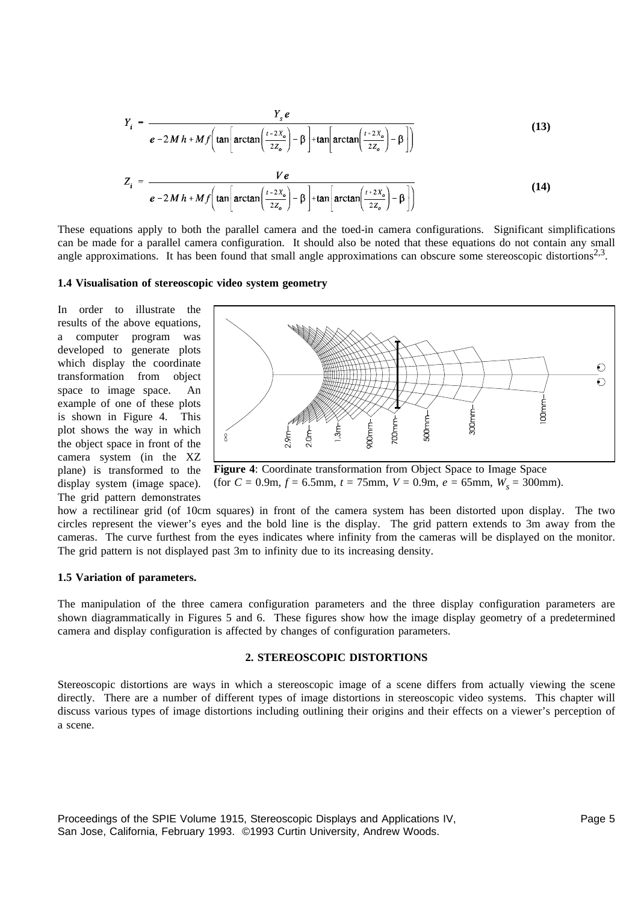$$Y_i = \frac{Y_s e}{e - 2Mh + Mf\left(\tan\left[\arctan\left(\frac{t-2X_o}{2Z_o}\right) - \beta\right] + \tan\left[\arctan\left(\frac{t+2X_o}{2Z_o}\right) - \beta\right]\right)} \quad \textbf{(13)}$$

$$Z_i = \frac{Ve}{e - 2Mh + Mf\left(\tan\left[\arctan\left(\frac{t-2X_o}{2Z_o}\right) - \beta\right] + \tan\left[\arctan\left(\frac{t+2X_o}{2Z_o}\right) - \beta\right]\right)} \quad \textbf{(14)}$$

These equations apply to both the parallel camera and the toed-in camera configurations. Significant simplifications can be made for a parallel camera configuration. It should also be noted that these equations do not contain any small angle approximations. It has been found that small angle approximations can obscure some stereoscopic distortions[2,3].

### 1.4 Visualisation of stereoscopic video system geometry

In order to illustrate the results of the above equations, a computer program was developed to generate plots which display the coordinate transformation from object space to image space. An example of one of these plots is shown in Figure 4. This plot shows the way in which the object space in front of the camera system (in the XZ plane) is transformed to the display system (image space). The grid pattern demonstrates how a rectilinear grid (of 10cm squares) in front of the camera system has been distorted upon display. The two circles represent the viewer's eyes and the bold line is the display. The grid pattern extends to 3m away from the cameras. The curve furthest from the eyes indicates where infinity from the cameras will be displayed on the monitor. The grid pattern is not displayed past 3m to infinity due to its increasing density.

**Figure 4**: Coordinate transformation from Object Space to Image Space (for $C$ = 0.9m, $f$ = 6.5mm, $t$ = 75mm, $V$ = 0.9m, $e$ = 65mm, $W_s$ = 300mm).

### 1.5 Variation of parameters.

The manipulation of the three camera configuration parameters and the three display configuration parameters are shown diagrammatically in Figures 5 and 6. These figures show how the image display geometry of a predetermined camera and display configuration is affected by changes of configuration parameters.

## 2. STEREOSCOPIC DISTORTIONS

Stereoscopic distortions are ways in which a stereoscopic image of a scene differs from actually viewing the scene directly. There are a number of different types of image distortions in stereoscopic video systems. This chapter will discuss various types of image distortions including outlining their origins and their effects on a viewer's perception of a scene.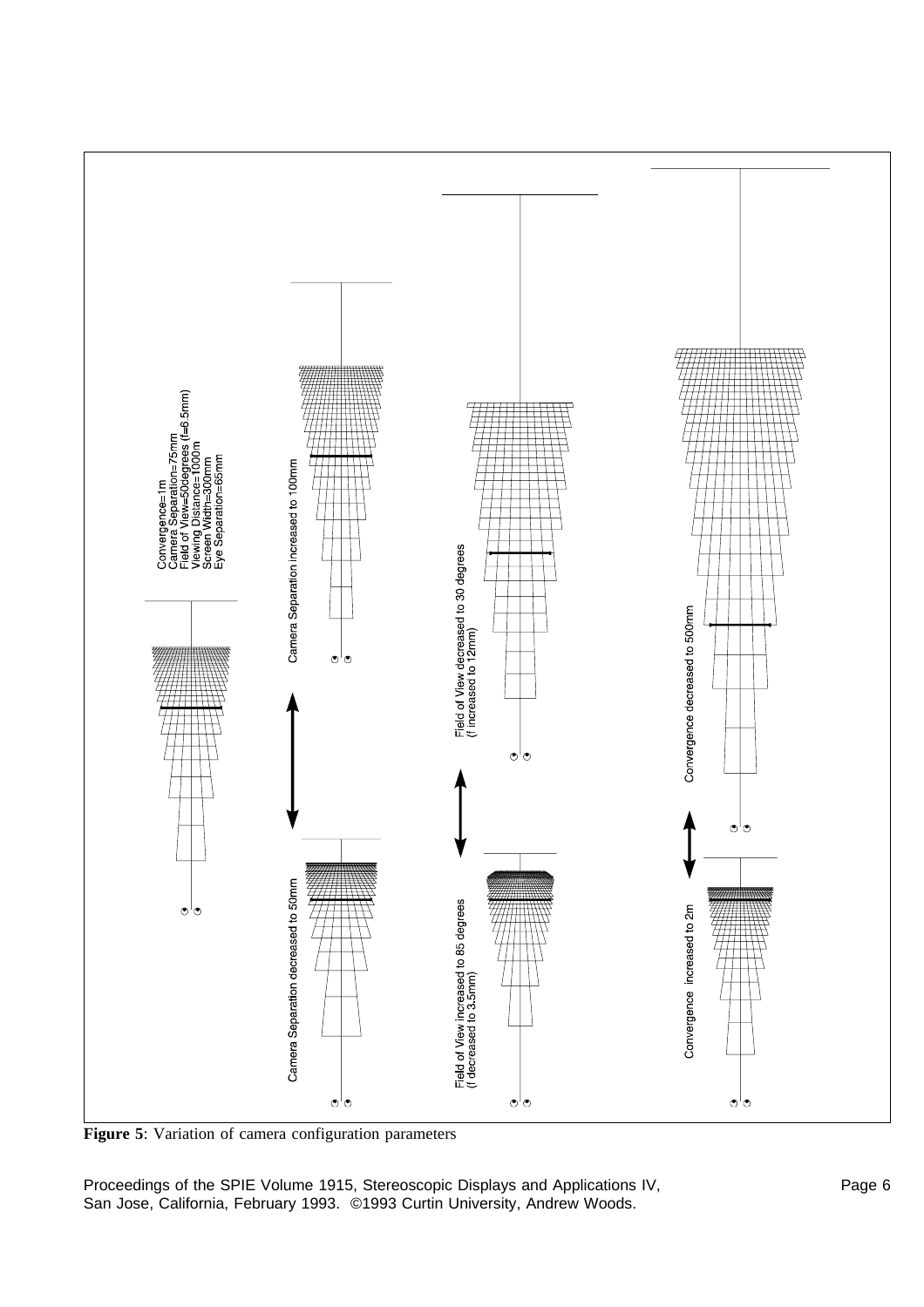Convergence=1m
Camera Separation=75mm
Field of View=50degrees (f=6.5mm)
Viewing Distance=1000m
Screen Width=300mm
Eye Separation=65mm

Camera Separation increased to 100mm

Camera Separation decreased to 50mm

Field of View decreased to 30 degrees
(f increased to 12mm)

Field of View increased to 85 degrees
(f decreased to 3.5mm)

Convergence decreased to 500mm

Convergence increased to 2m

**Figure 5**: Variation of camera configuration parameters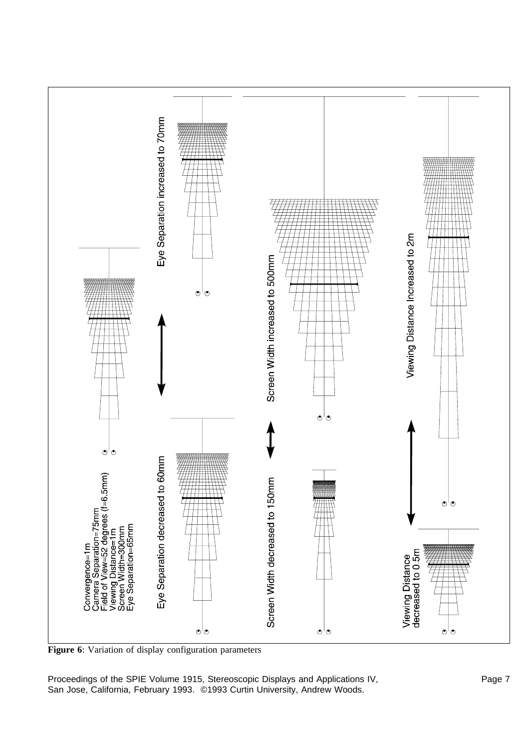Convergence=1m
Camera Separation=75mm
Field of View=52 degrees (f=6.5mm)
Viewing Distance=1m
Screen Width=300mm
Eye Separation=65mm

Eye Separation increased to 70mm

Eye Separation decreased to 60mm

Screen Width increased to 500mm

Screen Width decreased to 150mm

Viewing Distance Increased to 2m

Viewing Distance decreased to 0.5m

**Figure 6**: Variation of display configuration parameters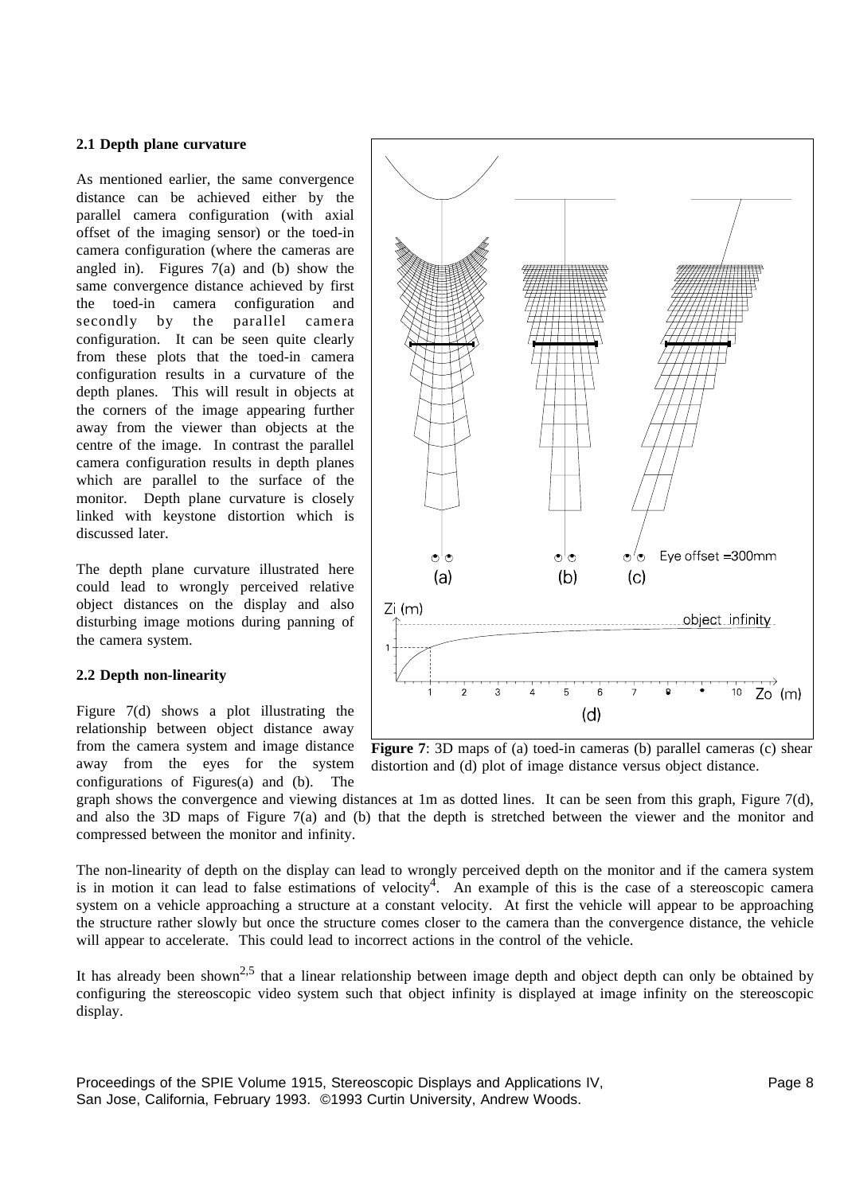### 2.1 Depth plane curvature

As mentioned earlier, the same convergence distance can be achieved either by the parallel camera configuration (with axial offset of the imaging sensor) or the toed-in camera configuration (where the cameras are angled in). Figures 7(a) and (b) show the same convergence distance achieved by first the toed-in camera configuration and secondly by the parallel camera configuration. It can be seen quite clearly from these plots that the toed-in camera configuration results in a curvature of the depth planes. This will result in objects at the corners of the image appearing further away from the viewer than objects at the centre of the image. In contrast the parallel camera configuration results in depth planes which are parallel to the surface of the monitor. Depth plane curvature is closely linked with keystone distortion which is discussed later.

The depth plane curvature illustrated here could lead to wrongly perceived relative object distances on the display and also disturbing image motions during panning of the camera system.

**Figure 7**: 3D maps of (a) toed-in cameras (b) parallel cameras (c) shear distortion and (d) plot of image distance versus object distance.

### 2.2 Depth non-linearity

Figure 7(d) shows a plot illustrating the relationship between object distance away from the camera system and image distance away from the eyes for the system configurations of Figures(a) and (b). The graph shows the convergence and viewing distances at 1m as dotted lines. It can be seen from this graph, Figure 7(d), and also the 3D maps of Figure 7(a) and (b) that the depth is stretched between the viewer and the monitor and compressed between the monitor and infinity.

The non-linearity of depth on the display can lead to wrongly perceived depth on the monitor and if the camera system is in motion it can lead to false estimations of velocity[4]. An example of this is the case of a stereoscopic camera system on a vehicle approaching a structure at a constant velocity. At first the vehicle will appear to be approaching the structure rather slowly but once the structure comes closer to the camera than the convergence distance, the vehicle will appear to accelerate. This could lead to incorrect actions in the control of the vehicle.

It has already been shown[2,5] that a linear relationship between image depth and object depth can only be obtained by configuring the stereoscopic video system such that object infinity is displayed at image infinity on the stereoscopic display.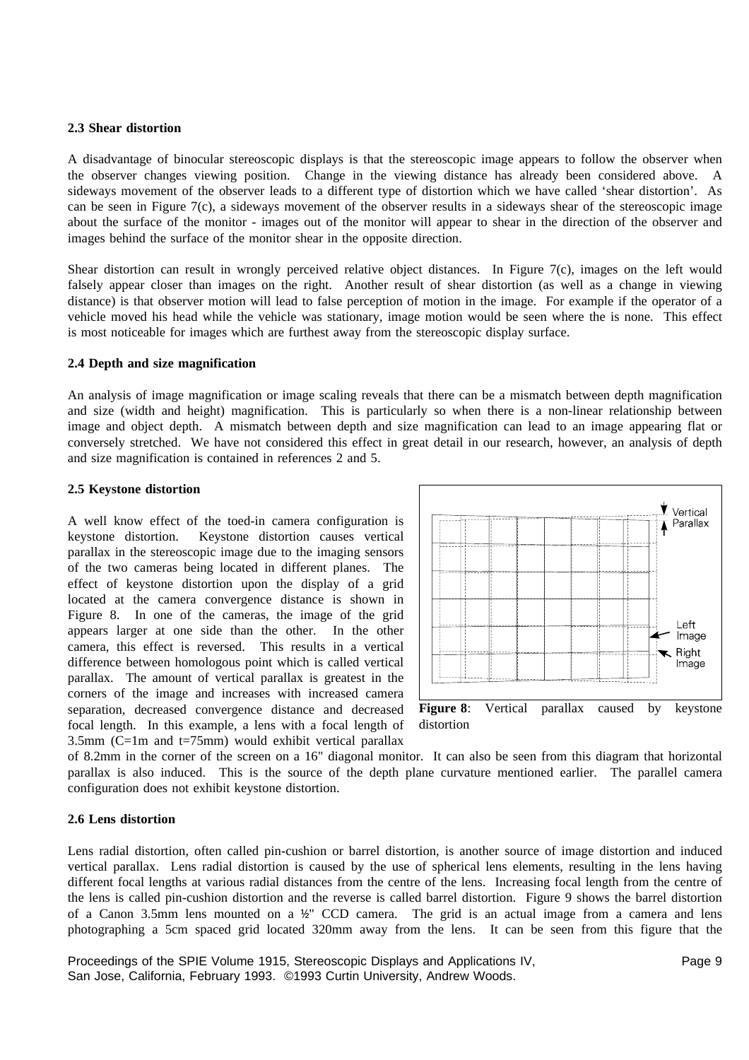### 2.3 Shear distortion

A disadvantage of binocular stereoscopic displays is that the stereoscopic image appears to follow the observer when the observer changes viewing position. Change in the viewing distance has already been considered above. A sideways movement of the observer leads to a different type of distortion which we have called 'shear distortion'. As can be seen in Figure 7(c), a sideways movement of the observer results in a sideways shear of the stereoscopic image about the surface of the monitor - images out of the monitor will appear to shear in the direction of the observer and images behind the surface of the monitor shear in the opposite direction.

Shear distortion can result in wrongly perceived relative object distances. In Figure 7(c), images on the left would falsely appear closer than images on the right. Another result of shear distortion (as well as a change in viewing distance) is that observer motion will lead to false perception of motion in the image. For example if the operator of a vehicle moved his head while the vehicle was stationary, image motion would be seen where the is none. This effect is most noticeable for images which are furthest away from the stereoscopic display surface.

### 2.4 Depth and size magnification

An analysis of image magnification or image scaling reveals that there can be a mismatch between depth magnification and size (width and height) magnification. This is particularly so when there is a non-linear relationship between image and object depth. A mismatch between depth and size magnification can lead to an image appearing flat or conversely stretched. We have not considered this effect in great detail in our research, however, an analysis of depth and size magnification is contained in references 2 and 5.

### 2.5 Keystone distortion

A well know effect of the toed-in camera configuration is keystone distortion. Keystone distortion causes vertical parallax in the stereoscopic image due to the imaging sensors of the two cameras being located in different planes. The effect of keystone distortion upon the display of a grid located at the camera convergence distance is shown in Figure 8. In one of the cameras, the image of the grid appears larger at one side than the other. In the other camera, this effect is reversed. This results in a vertical difference between homologous point which is called vertical parallax. The amount of vertical parallax is greatest in the corners of the image and increases with increased camera separation, decreased convergence distance and decreased focal length. In this example, a lens with a focal length of 3.5mm (C=1m and t=75mm) would exhibit vertical parallax of 8.2mm in the corner of the screen on a 16" diagonal monitor. It can also be seen from this diagram that horizontal parallax is also induced. This is the source of the depth plane curvature mentioned earlier. The parallel camera configuration does not exhibit keystone distortion.

**Figure 8**: Vertical parallax caused by keystone distortion

### 2.6 Lens distortion

Lens radial distortion, often called pin-cushion or barrel distortion, is another source of image distortion and induced vertical parallax. Lens radial distortion is caused by the use of spherical lens elements, resulting in the lens having different focal lengths at various radial distances from the centre of the lens. Increasing focal length from the centre of the lens is called pin-cushion distortion and the reverse is called barrel distortion. Figure 9 shows the barrel distortion of a Canon 3.5mm lens mounted on a ½" CCD camera. The grid is an actual image from a camera and lens photographing a 5cm spaced grid located 320mm away from the lens. It can be seen from this figure that the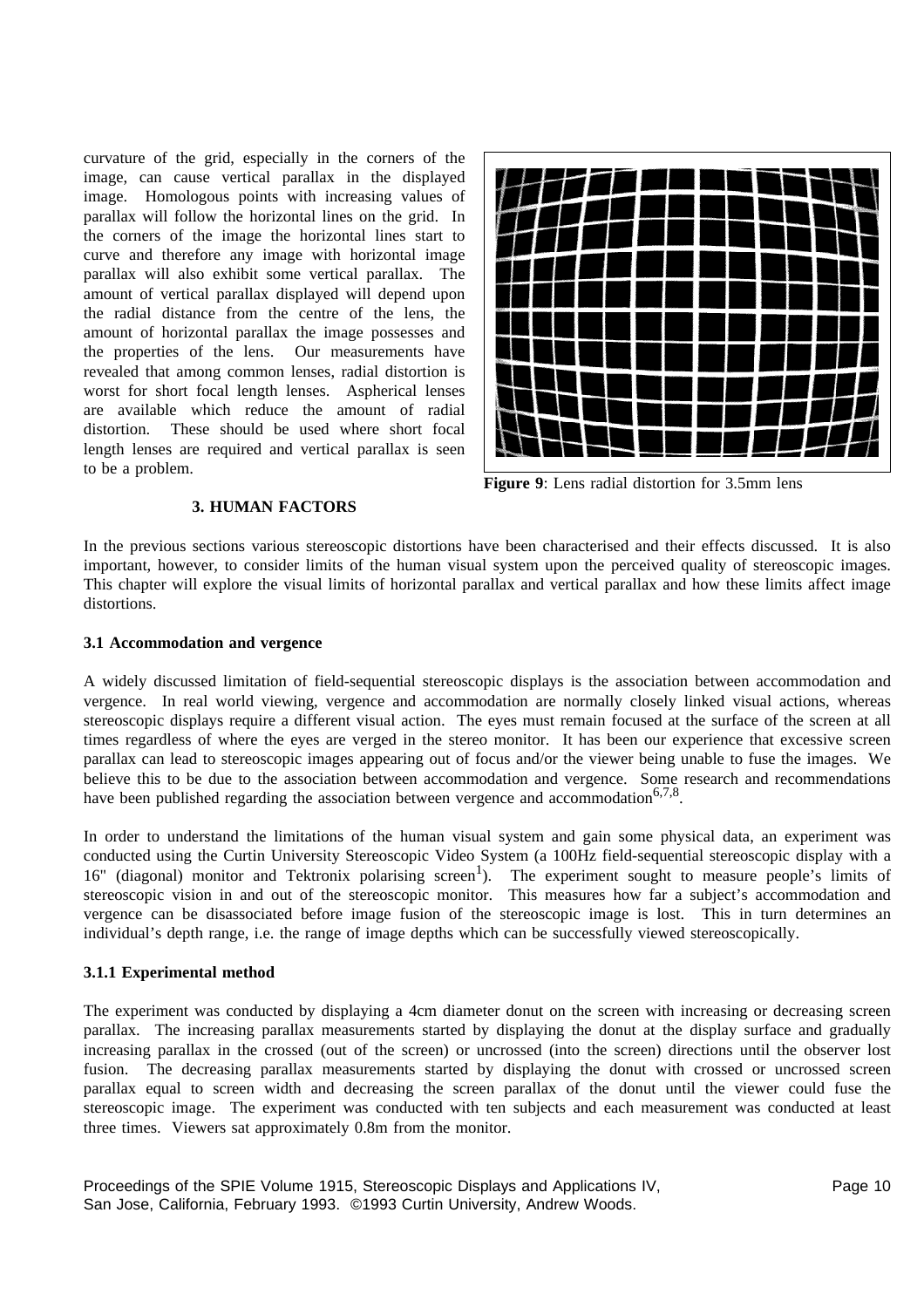curvature of the grid, especially in the corners of the image, can cause vertical parallax in the displayed image. Homologous points with increasing values of parallax will follow the horizontal lines on the grid. In the corners of the image the horizontal lines start to curve and therefore any image with horizontal image parallax will also exhibit some vertical parallax. The amount of vertical parallax displayed will depend upon the radial distance from the centre of the lens, the amount of horizontal parallax the image possesses and the properties of the lens. Our measurements have revealed that among common lenses, radial distortion is worst for short focal length lenses. Aspherical lenses are available which reduce the amount of radial distortion. These should be used where short focal length lenses are required and vertical parallax is seen to be a problem.

**Figure 9**: Lens radial distortion for 3.5mm lens

## 3. HUMAN FACTORS

In the previous sections various stereoscopic distortions have been characterised and their effects discussed. It is also important, however, to consider limits of the human visual system upon the perceived quality of stereoscopic images. This chapter will explore the visual limits of horizontal parallax and vertical parallax and how these limits affect image distortions.

### 3.1 Accommodation and vergence

A widely discussed limitation of field-sequential stereoscopic displays is the association between accommodation and vergence. In real world viewing, vergence and accommodation are normally closely linked visual actions, whereas stereoscopic displays require a different visual action. The eyes must remain focused at the surface of the screen at all times regardless of where the eyes are verged in the stereo monitor. It has been our experience that excessive screen parallax can lead to stereoscopic images appearing out of focus and/or the viewer being unable to fuse the images. We believe this to be due to the association between accommodation and vergence. Some research and recommendations have been published regarding the association between vergence and accommodation[6,7,8].

In order to understand the limitations of the human visual system and gain some physical data, an experiment was conducted using the Curtin University Stereoscopic Video System (a 100Hz field-sequential stereoscopic display with a 16" (diagonal) monitor and Tektronix polarising screen[1]). The experiment sought to measure people's limits of stereoscopic vision in and out of the stereoscopic monitor. This measures how far a subject's accommodation and vergence can be disassociated before image fusion of the stereoscopic image is lost. This in turn determines an individual's depth range, i.e. the range of image depths which can be successfully viewed stereoscopically.

#### 3.1.1 Experimental method

The experiment was conducted by displaying a 4cm diameter donut on the screen with increasing or decreasing screen parallax. The increasing parallax measurements started by displaying the donut at the display surface and gradually increasing parallax in the crossed (out of the screen) or uncrossed (into the screen) directions until the observer lost fusion. The decreasing parallax measurements started by displaying the donut with crossed or uncrossed screen parallax equal to screen width and decreasing the screen parallax of the donut until the viewer could fuse the stereoscopic image. The experiment was conducted with ten subjects and each measurement was conducted at least three times. Viewers sat approximately 0.8m from the monitor.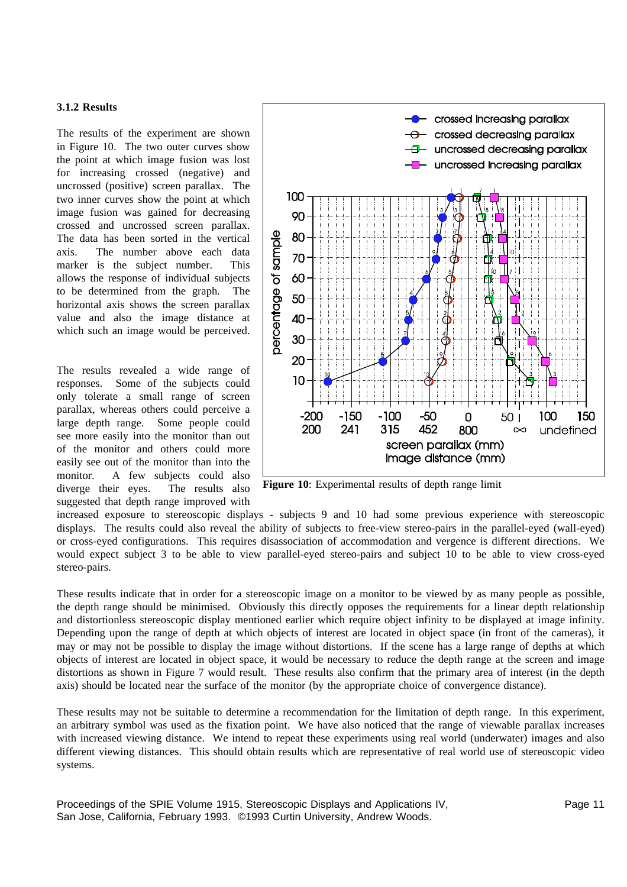### 3.1.2 Results

The results of the experiment are shown in Figure 10. The two outer curves show the point at which image fusion was lost for increasing crossed (negative) and uncrossed (positive) screen parallax. The two inner curves show the point at which image fusion was gained for decreasing crossed and uncrossed screen parallax. The data has been sorted in the vertical axis. The number above each data marker is the subject number. This allows the response of individual subjects to be determined from the graph. The horizontal axis shows the screen parallax value and also the image distance at which such an image would be perceived.

crossed increasing parallax
crossed decreasing parallax
uncrossed decreasing parallax
uncrossed increasing parallax

percentage of sample
100
90
80
70
60
50
40
30
20
10

-200 -150 -100 -50 0 50 100 150
200 241 315 452 800 ∞ undefined
screen parallax (mm)
image distance (mm)

**Figure 10**: Experimental results of depth range limit

The results revealed a wide range of responses. Some of the subjects could only tolerate a small range of screen parallax, whereas others could perceive a large depth range. Some people could see more easily into the monitor than out of the monitor and others could more easily see out of the monitor than into the monitor. A few subjects could also diverge their eyes. The results also suggested that depth range improved with increased exposure to stereoscopic displays - subjects 9 and 10 had some previous experience with stereoscopic displays. The results could also reveal the ability of subjects to free-view stereo-pairs in the parallel-eyed (wall-eyed) or cross-eyed configurations. This requires disassociation of accommodation and vergence is different directions. We would expect subject 3 to be able to view parallel-eyed stereo-pairs and subject 10 to be able to view cross-eyed stereo-pairs.

These results indicate that in order for a stereoscopic image on a monitor to be viewed by as many people as possible, the depth range should be minimised. Obviously this directly opposes the requirements for a linear depth relationship and distortionless stereoscopic display mentioned earlier which require object infinity to be displayed at image infinity. Depending upon the range of depth at which objects of interest are located in object space (in front of the cameras), it may or may not be possible to display the image without distortions. If the scene has a large range of depths at which objects of interest are located in object space, it would be necessary to reduce the depth range at the screen and image distortions as shown in Figure 7 would result. These results also confirm that the primary area of interest (in the depth axis) should be located near the surface of the monitor (by the appropriate choice of convergence distance).

These results may not be suitable to determine a recommendation for the limitation of depth range. In this experiment, an arbitrary symbol was used as the fixation point. We have also noticed that the range of viewable parallax increases with increased viewing distance. We intend to repeat these experiments using real world (underwater) images and also different viewing distances. This should obtain results which are representative of real world use of stereoscopic video systems.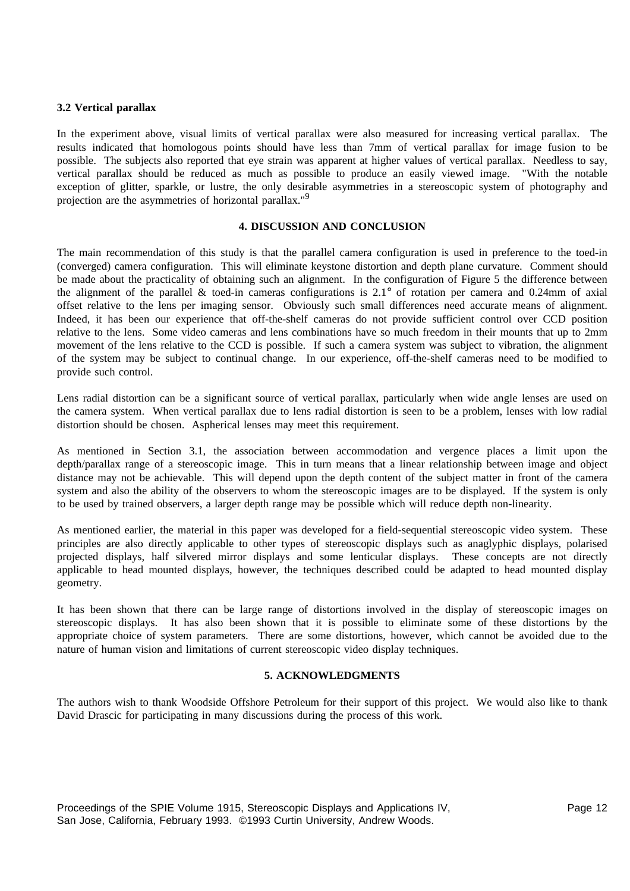### 3.2 Vertical parallax

In the experiment above, visual limits of vertical parallax were also measured for increasing vertical parallax. The results indicated that homologous points should have less than 7mm of vertical parallax for image fusion to be possible. The subjects also reported that eye strain was apparent at higher values of vertical parallax. Needless to say, vertical parallax should be reduced as much as possible to produce an easily viewed image. "With the notable exception of glitter, sparkle, or lustre, the only desirable asymmetries in a stereoscopic system of photography and projection are the asymmetries of horizontal parallax."[9]

## 4. DISCUSSION AND CONCLUSION

The main recommendation of this study is that the parallel camera configuration is used in preference to the toed-in (converged) camera configuration. This will eliminate keystone distortion and depth plane curvature. Comment should be made about the practicality of obtaining such an alignment. In the configuration of Figure 5 the difference between the alignment of the parallel & toed-in cameras configurations is 2.1° of rotation per camera and 0.24mm of axial offset relative to the lens per imaging sensor. Obviously such small differences need accurate means of alignment. Indeed, it has been our experience that off-the-shelf cameras do not provide sufficient control over CCD position relative to the lens. Some video cameras and lens combinations have so much freedom in their mounts that up to 2mm movement of the lens relative to the CCD is possible. If such a camera system was subject to vibration, the alignment of the system may be subject to continual change. In our experience, off-the-shelf cameras need to be modified to provide such control.

Lens radial distortion can be a significant source of vertical parallax, particularly when wide angle lenses are used on the camera system. When vertical parallax due to lens radial distortion is seen to be a problem, lenses with low radial distortion should be chosen. Aspherical lenses may meet this requirement.

As mentioned in Section 3.1, the association between accommodation and vergence places a limit upon the depth/parallax range of a stereoscopic image. This in turn means that a linear relationship between image and object distance may not be achievable. This will depend upon the depth content of the subject matter in front of the camera system and also the ability of the observers to whom the stereoscopic images are to be displayed. If the system is only to be used by trained observers, a larger depth range may be possible which will reduce depth non-linearity.

As mentioned earlier, the material in this paper was developed for a field-sequential stereoscopic video system. These principles are also directly applicable to other types of stereoscopic displays such as anaglyphic displays, polarised projected displays, half silvered mirror displays and some lenticular displays. These concepts are not directly applicable to head mounted displays, however, the techniques described could be adapted to head mounted display geometry.

It has been shown that there can be large range of distortions involved in the display of stereoscopic images on stereoscopic displays. It has also been shown that it is possible to eliminate some of these distortions by the appropriate choice of system parameters. There are some distortions, however, which cannot be avoided due to the nature of human vision and limitations of current stereoscopic video display techniques.

## 5. ACKNOWLEDGMENTS

The authors wish to thank Woodside Offshore Petroleum for their support of this project. We would also like to thank David Drascic for participating in many discussions during the process of this work.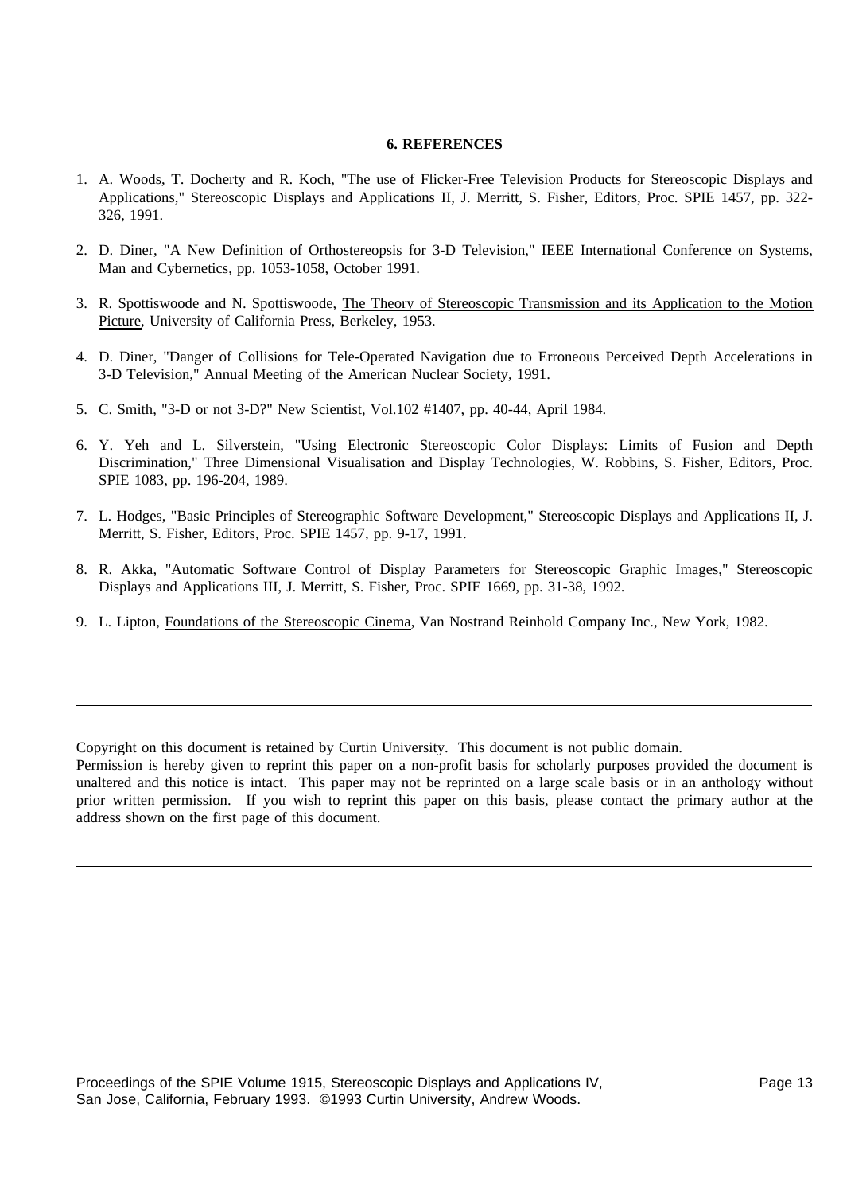## 6. REFERENCES

1. A. Woods, T. Docherty and R. Koch, "The use of Flicker-Free Television Products for Stereoscopic Displays and Applications," Stereoscopic Displays and Applications II, J. Merritt, S. Fisher, Editors, Proc. SPIE 1457, pp. 322-326, 1991.

2. D. Diner, "A New Definition of Orthostereopsis for 3-D Television," IEEE International Conference on Systems, Man and Cybernetics, pp. 1053-1058, October 1991.

3. R. Spottiswoode and N. Spottiswoode, The Theory of Stereoscopic Transmission and its Application to the Motion Picture, University of California Press, Berkeley, 1953.

4. D. Diner, "Danger of Collisions for Tele-Operated Navigation due to Erroneous Perceived Depth Accelerations in 3-D Television," Annual Meeting of the American Nuclear Society, 1991.

5. C. Smith, "3-D or not 3-D?" New Scientist, Vol.102 #1407, pp. 40-44, April 1984.

6. Y. Yeh and L. Silverstein, "Using Electronic Stereoscopic Color Displays: Limits of Fusion and Depth Discrimination," Three Dimensional Visualisation and Display Technologies, W. Robbins, S. Fisher, Editors, Proc. SPIE 1083, pp. 196-204, 1989.

7. L. Hodges, "Basic Principles of Stereographic Software Development," Stereoscopic Displays and Applications II, J. Merritt, S. Fisher, Editors, Proc. SPIE 1457, pp. 9-17, 1991.

8. R. Akka, "Automatic Software Control of Display Parameters for Stereoscopic Graphic Images," Stereoscopic Displays and Applications III, J. Merritt, S. Fisher, Proc. SPIE 1669, pp. 31-38, 1992.

9. L. Lipton, Foundations of the Stereoscopic Cinema, Van Nostrand Reinhold Company Inc., New York, 1982.

---

Copyright on this document is retained by Curtin University. This document is not public domain.
Permission is hereby given to reprint this paper on a non-profit basis for scholarly purposes provided the document is unaltered and this notice is intact. This paper may not be reprinted on a large scale basis or in an anthology without prior written permission. If you wish to reprint this paper on this basis, please contact the primary author at the address shown on the first page of this document.

---